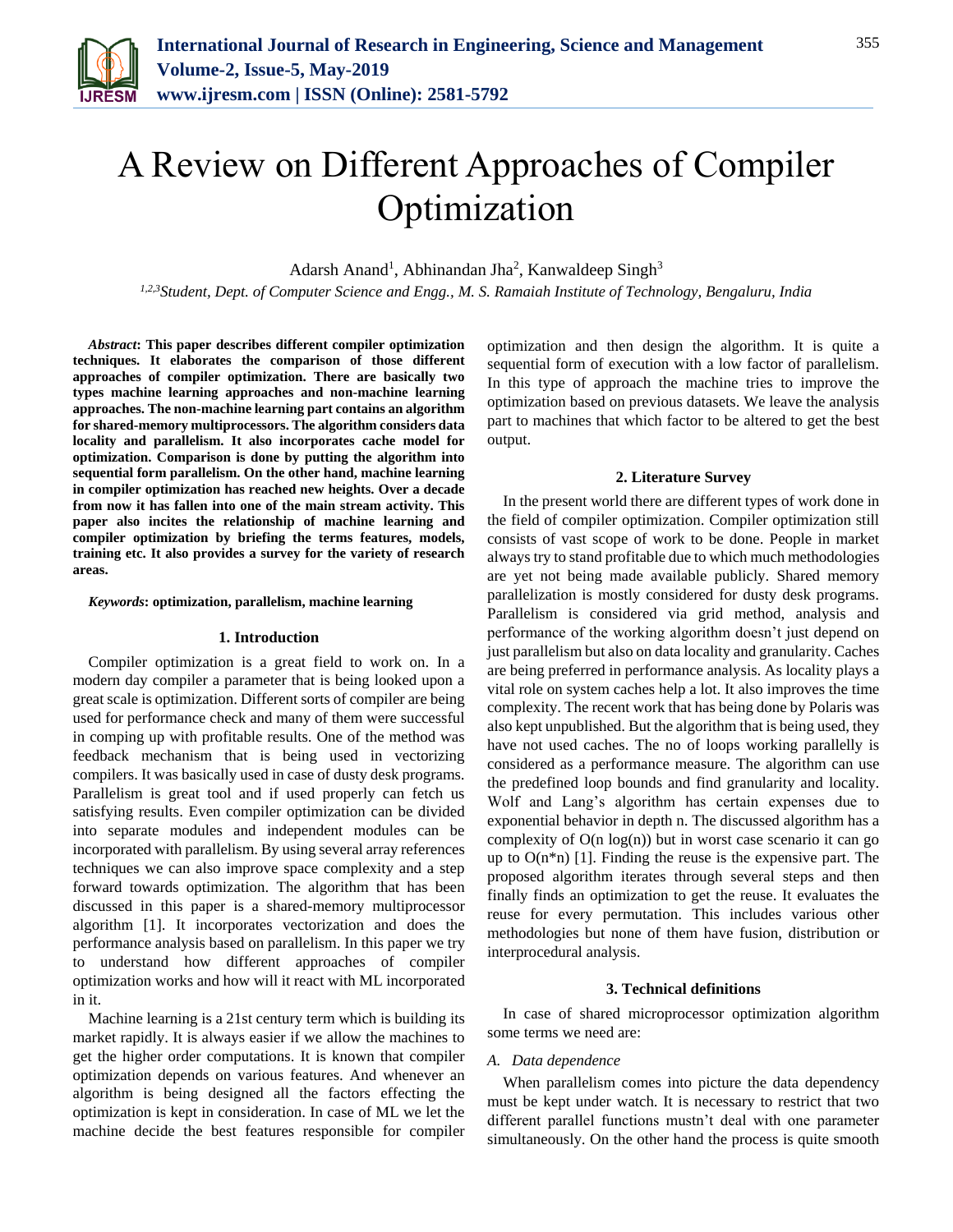# A Review on Different Approaches of Compiler Optimization

Adarsh Anand[1], Abhinandan Jha[2], Kanwaldeep Singh[3]

[1,2,3]*Student, Dept. of Computer Science and Engg., M. S. Ramaiah Institute of Technology, Bengaluru, India*

***Abstract*: This paper describes different compiler optimization techniques. It elaborates the comparison of those different approaches of compiler optimization. There are basically two types machine learning approaches and non-machine learning approaches. The non-machine learning part contains an algorithm for shared-memory multiprocessors. The algorithm considers data locality and parallelism. It also incorporates cache model for optimization. Comparison is done by putting the algorithm into sequential form parallelism. On the other hand, machine learning in compiler optimization has reached new heights. Over a decade from now it has fallen into one of the main stream activity. This paper also incites the relationship of machine learning and compiler optimization by briefing the terms features, models, training etc. It also provides a survey for the variety of research areas.**

***Keywords*: optimization, parallelism, machine learning**

## 1. Introduction

Compiler optimization is a great field to work on. In a modern day compiler a parameter that is being looked upon a great scale is optimization. Different sorts of compiler are being used for performance check and many of them were successful in comping up with profitable results. One of the method was feedback mechanism that is being used in vectorizing compilers. It was basically used in case of dusty desk programs. Parallelism is great tool and if used properly can fetch us satisfying results. Even compiler optimization can be divided into separate modules and independent modules can be incorporated with parallelism. By using several array references techniques we can also improve space complexity and a step forward towards optimization. The algorithm that has been discussed in this paper is a shared-memory multiprocessor algorithm [1]. It incorporates vectorization and does the performance analysis based on parallelism. In this paper we try to understand how different approaches of compiler optimization works and how will it react with ML incorporated in it.

Machine learning is a 21st century term which is building its market rapidly. It is always easier if we allow the machines to get the higher order computations. It is known that compiler optimization depends on various features. And whenever an algorithm is being designed all the factors effecting the optimization is kept in consideration. In case of ML we let the machine decide the best features responsible for compiler optimization and then design the algorithm. It is quite a sequential form of execution with a low factor of parallelism. In this type of approach the machine tries to improve the optimization based on previous datasets. We leave the analysis part to machines that which factor to be altered to get the best output.

## 2. Literature Survey

In the present world there are different types of work done in the field of compiler optimization. Compiler optimization still consists of vast scope of work to be done. People in market always try to stand profitable due to which much methodologies are yet not being made available publicly. Shared memory parallelization is mostly considered for dusty desk programs. Parallelism is considered via grid method, analysis and performance of the working algorithm doesn't just depend on just parallelism but also on data locality and granularity. Caches are being preferred in performance analysis. As locality plays a vital role on system caches help a lot. It also improves the time complexity. The recent work that has being done by Polaris was also kept unpublished. But the algorithm that is being used, they have not used caches. The no of loops working parallelly is considered as a performance measure. The algorithm can use the predefined loop bounds and find granularity and locality. Wolf and Lang's algorithm has certain expenses due to exponential behavior in depth n. The discussed algorithm has a complexity of $O(n \log(n))$ but in worst case scenario it can go up to $O(n*n)$ [1]. Finding the reuse is the expensive part. The proposed algorithm iterates through several steps and then finally finds an optimization to get the reuse. It evaluates the reuse for every permutation. This includes various other methodologies but none of them have fusion, distribution or interprocedural analysis.

## 3. Technical definitions

In case of shared microprocessor optimization algorithm some terms we need are:

### *A. Data dependence*

When parallelism comes into picture the data dependency must be kept under watch. It is necessary to restrict that two different parallel functions mustn't deal with one parameter simultaneously. On the other hand the process is quite smooth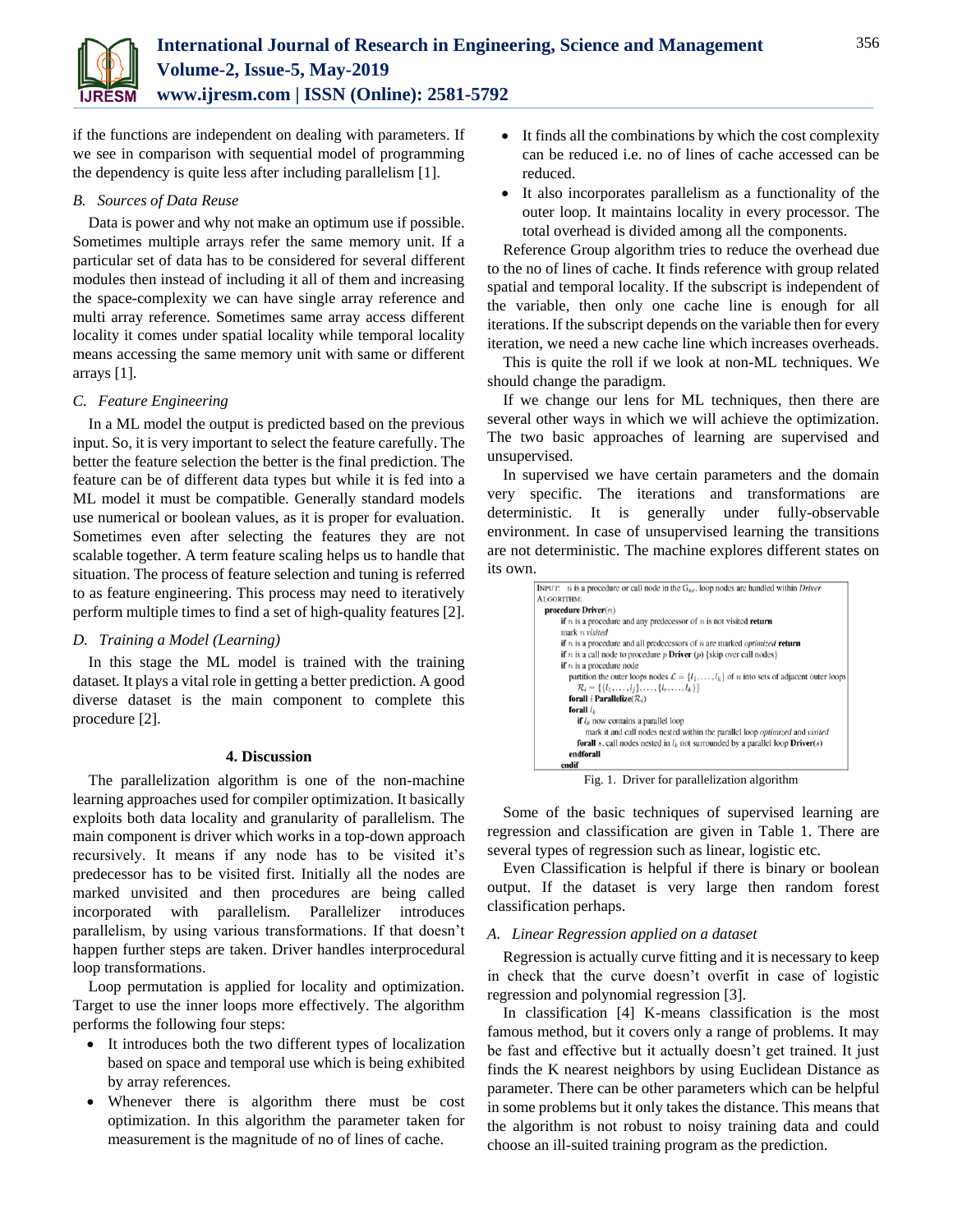if the functions are independent on dealing with parameters. If we see in comparison with sequential model of programming the dependency is quite less after including parallelism [1].

### *B. Sources of Data Reuse*

Data is power and why not make an optimum use if possible. Sometimes multiple arrays refer the same memory unit. If a particular set of data has to be considered for several different modules then instead of including it all of them and increasing the space-complexity we can have single array reference and multi array reference. Sometimes same array access different locality it comes under spatial locality while temporal locality means accessing the same memory unit with same or different arrays [1].

### *C. Feature Engineering*

In a ML model the output is predicted based on the previous input. So, it is very important to select the feature carefully. The better the feature selection the better is the final prediction. The feature can be of different data types but while it is fed into a ML model it must be compatible. Generally standard models use numerical or boolean values, as it is proper for evaluation. Sometimes even after selecting the features they are not scalable together. A term feature scaling helps us to handle that situation. The process of feature selection and tuning is referred to as feature engineering. This process may need to iteratively perform multiple times to find a set of high-quality features [2].

### *D. Training a Model (Learning)*

In this stage the ML model is trained with the training dataset. It plays a vital role in getting a better prediction. A good diverse dataset is the main component to complete this procedure [2].

## 4. Discussion

The parallelization algorithm is one of the non-machine learning approaches used for compiler optimization. It basically exploits both data locality and granularity of parallelism. The main component is driver which works in a top-down approach recursively. It means if any node has to be visited it's predecessor has to be visited first. Initially all the nodes are marked unvisited and then procedures are being called incorporated with parallelism. Parallelizer introduces parallelism, by using various transformations. If that doesn't happen further steps are taken. Driver handles interprocedural loop transformations.

Loop permutation is applied for locality and optimization. Target to use the inner loops more effectively. The algorithm performs the following four steps:

- It introduces both the two different types of localization based on space and temporal use which is being exhibited by array references.
- Whenever there is algorithm there must be cost optimization. In this algorithm the parameter taken for measurement is the magnitude of no of lines of cache.
- It finds all the combinations by which the cost complexity can be reduced i.e. no of lines of cache accessed can be reduced.
- It also incorporates parallelism as a functionality of the outer loop. It maintains locality in every processor. The total overhead is divided among all the components.

Reference Group algorithm tries to reduce the overhead due to the no of lines of cache. It finds reference with group related spatial and temporal locality. If the subscript is independent of the variable, then only one cache line is enough for all iterations. If the subscript depends on the variable then for every iteration, we need a new cache line which increases overheads.

This is quite the roll if we look at non-ML techniques. We should change the paradigm.

If we change our lens for ML techniques, then there are several other ways in which we will achieve the optimization. The two basic approaches of learning are supervised and unsupervised.

In supervised we have certain parameters and the domain very specific. The iterations and transformations are deterministic. It is generally under fully-observable environment. In case of unsupervised learning the transitions are not deterministic. The machine explores different states on its own.

```
INPUT: n is a procedure or call node in the G_ac, loop nodes are handled within Driver
ALGORITHM:
procedure Driver(n)
    if n is a procedure and any predecessor of n is not visited return
    mark n visited
    if n is a procedure and all predecessors of n are marked optimized return
    if n is a call node to procedure p Driver (p) {skip over call nodes}
    if n is a procedure node
        partition the outer loops nodes L = {l_1,...,l_k} of n into sets of adjacent outer loops
            R_i = {{l_1,...,l_j},...,{l_r,...,l_k}}
        forall i Parallelize(R_i)
        forall l_k
            if l_k now contains a parallel loop
                mark it and call nodes nested within the parallel loop optimized and visited
            forall s, call nodes nested in l_k not surrounded by a parallel loop Driver(s)
        endforall
    endif
```

Fig. 1. Driver for parallelization algorithm

Some of the basic techniques of supervised learning are regression and classification are given in Table 1. There are several types of regression such as linear, logistic etc.

Even Classification is helpful if there is binary or boolean output. If the dataset is very large then random forest classification perhaps.

### *A. Linear Regression applied on a dataset*

Regression is actually curve fitting and it is necessary to keep in check that the curve doesn't overfit in case of logistic regression and polynomial regression [3].

In classification [4] K-means classification is the most famous method, but it covers only a range of problems. It may be fast and effective but it actually doesn't get trained. It just finds the K nearest neighbors by using Euclidean Distance as parameter. There can be other parameters which can be helpful in some problems but it only takes the distance. This means that the algorithm is not robust to noisy training data and could choose an ill-suited training program as the prediction.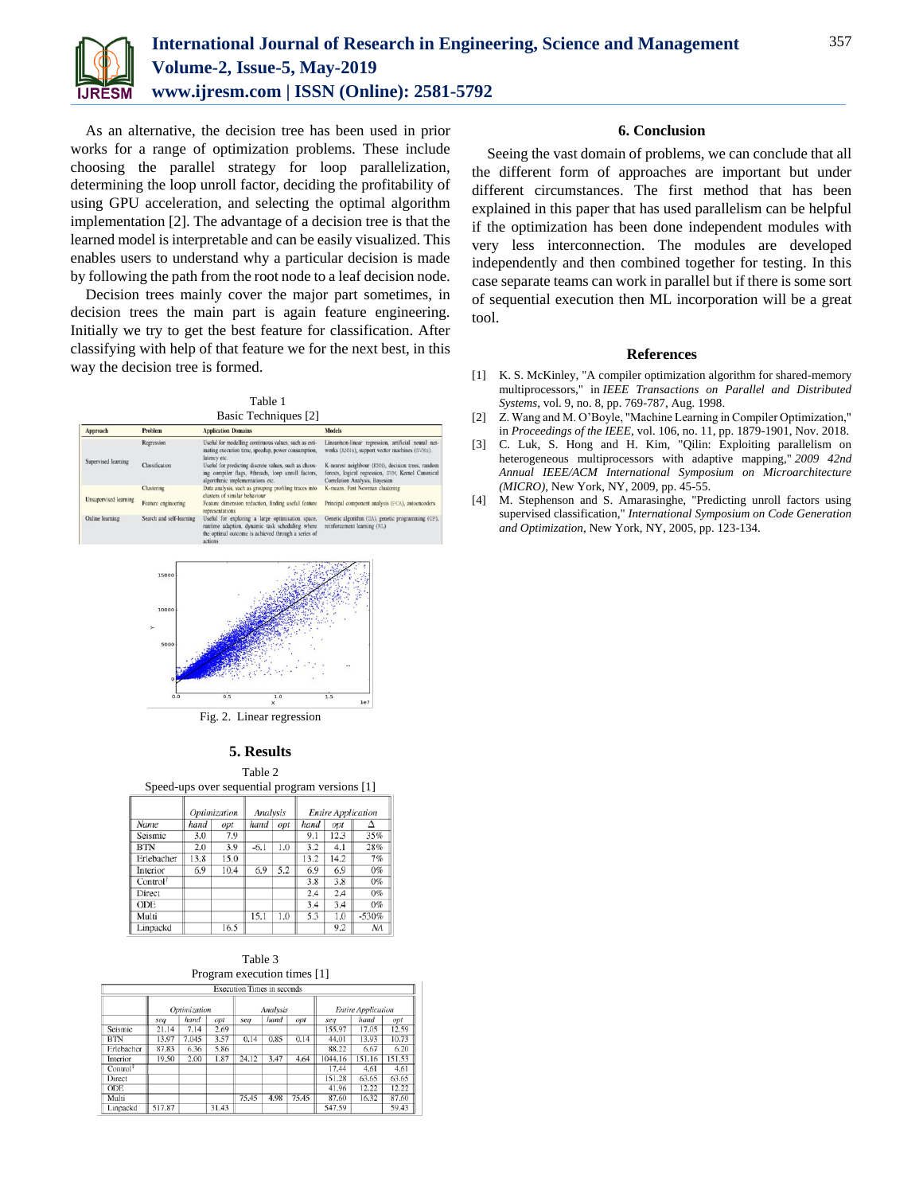As an alternative, the decision tree has been used in prior works for a range of optimization problems. These include choosing the parallel strategy for loop parallelization, determining the loop unroll factor, deciding the profitability of using GPU acceleration, and selecting the optimal algorithm implementation [2]. The advantage of a decision tree is that the learned model is interpretable and can be easily visualized. This enables users to understand why a particular decision is made by following the path from the root node to a leaf decision node.

Decision trees mainly cover the major part sometimes, in decision trees the main part is again feature engineering. Initially we try to get the best feature for classification. After classifying with help of that feature we for the next best, in this way the decision tree is formed.

Table 1
Basic Techniques [2]

| Approach | Problem | Application Domains | Models |
|---|---|---|---|
| Supervised learning | Regression | Useful for modelling continuous values, such as estimating execution time, speedup, power consumption, latency etc. | Linear/non-linear regression, artificial neural networks (ANNs), support vector machines (SVMs). |
| | Classification | Useful for predicting discrete values, such as choosing compiler flags, #threads, loop unroll factors, algorithmic implementations etc. | K-nearest neighbour (KNN), decision trees, random forests, logical regression, SVM, Kernel Canonical Correlation Analysis, Bayesian |
| Unsupervised learning | Clustering | Data analysis, such as grouping profiling traces into clusters of similar behaviour | K-means, Fast Newman clustering |
| | Feature engineering | Feature dimension reduction, finding useful feature representations | Principal component analysis (PCA), autoencoders |
| Online learning | Search and self-learning | Useful for exploring a large optimisation space, runtime adaption, dynamic task scheduling where the optimal outcome is achieved through a series of actions | Genetic algorithm (GA), genetic programming (GP), reinforcement learning (RL) |

15000
10000
5000
0
Y
0.0
0.5
1.0
1.5
X
1e7

Fig. 2. Linear regression

## 5. Results

Table 2
Speed-ups over sequential program versions [1]

| | Optimization | | Analysis | | Entire Application | | |
|---|---|---|---|---|---|---|---|
| *Name* | *hand* | *opt* | *hand* | *opt* | *hand* | *opt* | Δ |
| Seismic | 3.0 | 7.9 | | | 9.1 | 12.3 | 35% |
| BTN | 2.0 | 3.9 | -6.1 | 1.0 | 3.2 | 4.1 | 28% |
| Erlebacher | 13.8 | 15.0 | | | 13.2 | 14.2 | 7% |
| Interior | 6.9 | 10.4 | 6.9 | 5.2 | 6.9 | 6.9 | 0% |
| Control[†] | | | | | 3.8 | 3.8 | 0% |
| Direct | | | | | 2.4 | 2.4 | 0% |
| ODE | | | | | 3.4 | 3.4 | 0% |
| Multi | | | 15.1 | 1.0 | 5.3 | 1.0 | -530% |
| Linpackd | | 16.5 | | | | 9.2 | NA |

Table 3
Program execution times [1]

| Execution Times in seconds | | | | | | | | | |
|---|---|---|---|---|---|---|---|---|---|
| | Optimization | | | Analysis | | | Entire Application | | |
| | *seq* | *hand* | *opt* | *seq* | *hand* | *opt* | *seq* | *hand* | *opt* |
| Seismic | 21.14 | 7.14 | 2.69 | | | | 155.97 | 17.05 | 12.59 |
| BTN | 13.97 | 7.045 | 3.57 | 0.14 | 0.85 | 0.14 | 44.01 | 13.93 | 10.73 |
| Erlebacher | 87.83 | 6.36 | 5.86 | | | | 88.22 | 6.67 | 6.20 |
| Interior | 19.50 | 2.00 | 1.87 | 24.12 | 3.47 | 4.64 | 1044.16 | 151.16 | 151.53 |
| Control[†] | | | | | | | 17.44 | 4.61 | 4.61 |
| Direct | | | | | | | 151.28 | 63.65 | 63.65 |
| ODE | | | | | | | 41.96 | 12.22 | 12.22 |
| Multi | | | | 75.45 | 4.98 | 75.45 | 87.60 | 16.32 | 87.60 |
| Linpackd | 517.87 | | 31.43 | | | | 547.59 | | 59.43 |

## 6. Conclusion

Seeing the vast domain of problems, we can conclude that all the different form of approaches are important but under different circumstances. The first method that has been explained in this paper that has used parallelism can be helpful if the optimization has been done independent modules with very less interconnection. The modules are developed independently and then combined together for testing. In this case separate teams can work in parallel but if there is some sort of sequential execution then ML incorporation will be a great tool.

## References

[1] K. S. McKinley, "A compiler optimization algorithm for shared-memory multiprocessors," in *IEEE Transactions on Parallel and Distributed Systems*, vol. 9, no. 8, pp. 769-787, Aug. 1998.

[2] Z. Wang and M. O'Boyle, "Machine Learning in Compiler Optimization," in *Proceedings of the IEEE*, vol. 106, no. 11, pp. 1879-1901, Nov. 2018.

[3] C. Luk, S. Hong and H. Kim, "Qilin: Exploiting parallelism on heterogeneous multiprocessors with adaptive mapping," *2009 42nd Annual IEEE/ACM International Symposium on Microarchitecture (MICRO)*, New York, NY, 2009, pp. 45-55.

[4] M. Stephenson and S. Amarasinghe, "Predicting unroll factors using supervised classification," *International Symposium on Code Generation and Optimization*, New York, NY, 2005, pp. 123-134.